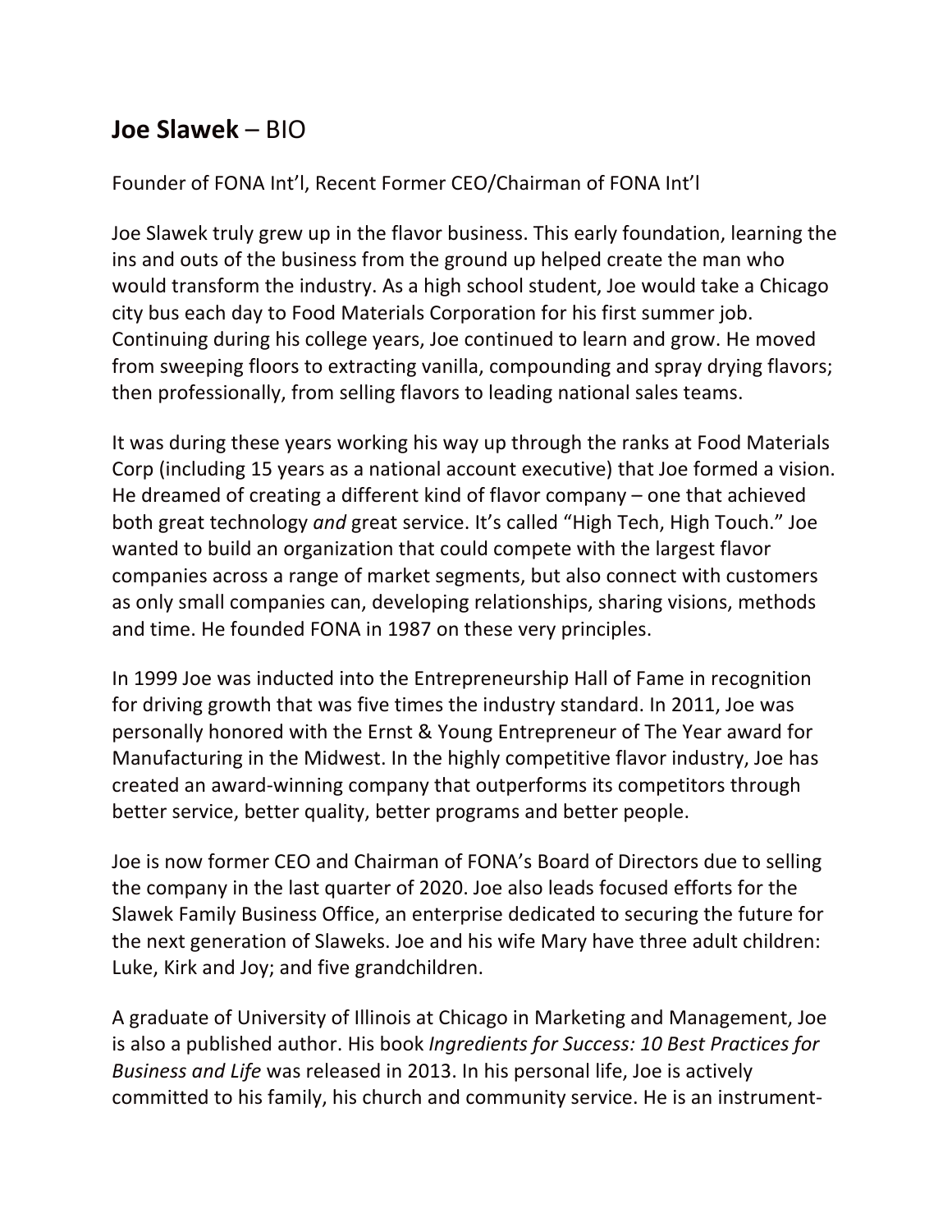# **Joe Slawek** – BIO

Founder of FONA Int'l, Recent Former CEO/Chairman of FONA Int'l

Joe Slawek truly grew up in the flavor business. This early foundation, learning the ins and outs of the business from the ground up helped create the man who would transform the industry. As a high school student, Joe would take a Chicago city bus each day to Food Materials Corporation for his first summer job. Continuing during his college years, Joe continued to learn and grow. He moved from sweeping floors to extracting vanilla, compounding and spray drying flavors; then professionally, from selling flavors to leading national sales teams.

It was during these years working his way up through the ranks at Food Materials Corp (including 15 years as a national account executive) that Joe formed a vision. He dreamed of creating a different kind of flavor company – one that achieved both great technology *and* great service. It's called "High Tech, High Touch." Joe wanted to build an organization that could compete with the largest flavor companies across a range of market segments, but also connect with customers as only small companies can, developing relationships, sharing visions, methods and time. He founded FONA in 1987 on these very principles.

In 1999 Joe was inducted into the Entrepreneurship Hall of Fame in recognition for driving growth that was five times the industry standard. In 2011, Joe was personally honored with the Ernst & Young Entrepreneur of The Year award for Manufacturing in the Midwest. In the highly competitive flavor industry, Joe has created an award-winning company that outperforms its competitors through better service, better quality, better programs and better people.

Joe is now former CEO and Chairman of FONA's Board of Directors due to selling the company in the last quarter of 2020. Joe also leads focused efforts for the Slawek Family Business Office, an enterprise dedicated to securing the future for the next generation of Slaweks. Joe and his wife Mary have three adult children: Luke, Kirk and Joy; and five grandchildren.

A graduate of University of Illinois at Chicago in Marketing and Management, Joe is also a published author. His book *Ingredients for Success: 10 Best Practices for Business and Life* was released in 2013. In his personal life, Joe is actively committed to his family, his church and community service. He is an instrument-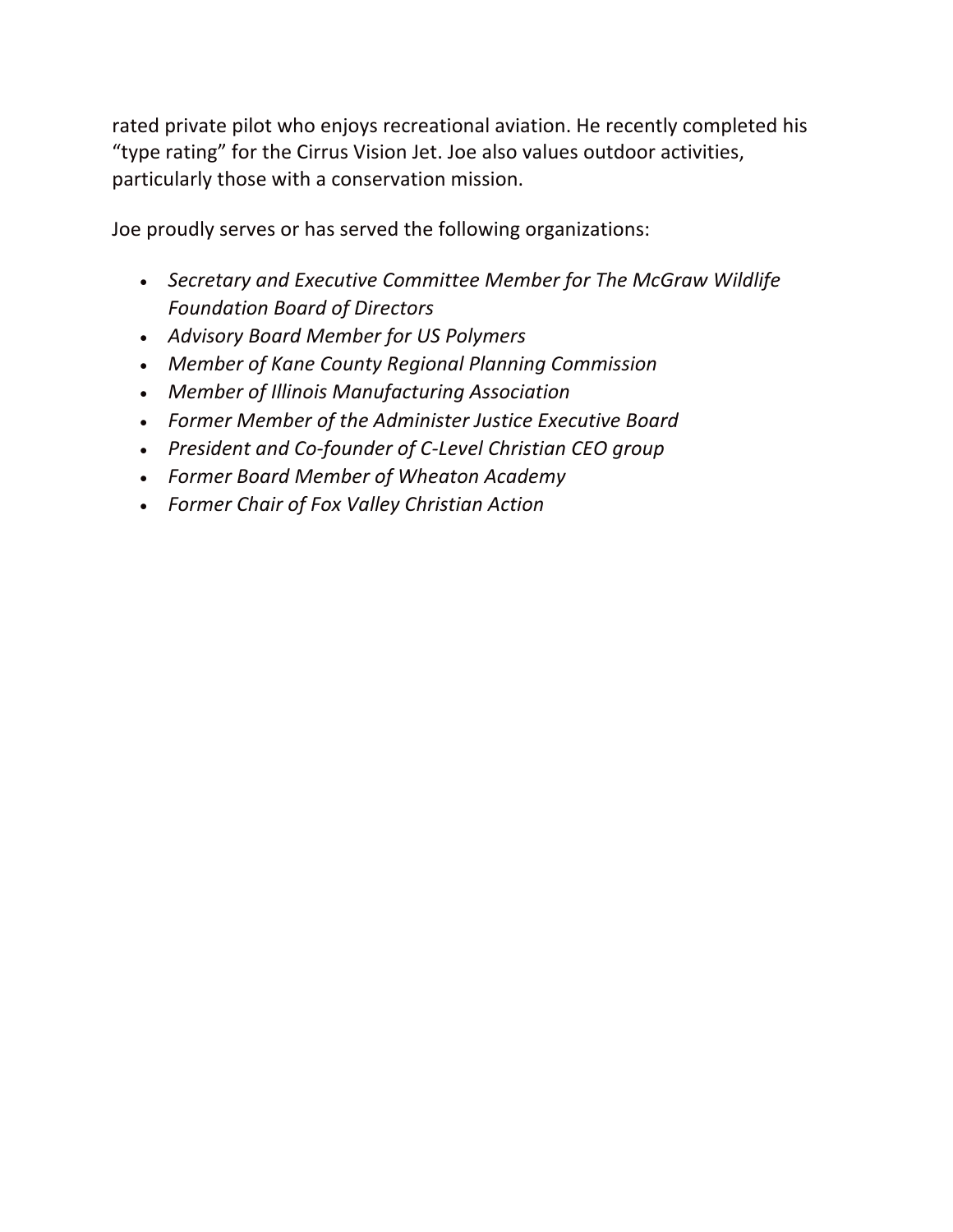rated private pilot who enjoys recreational aviation. He recently completed his "type rating" for the Cirrus Vision Jet. Joe also values outdoor activities, particularly those with a conservation mission.

Joe proudly serves or has served the following organizations:

- *Secretary and Executive Committee Member for The McGraw Wildlife Foundation Board of Directors*
- *Advisory Board Member for US Polymers*
- *Member of Kane County Regional Planning Commission*
- *Member of Illinois Manufacturing Association*
- *Former Member of the Administer Justice Executive Board*
- *President and Co-founder of C-Level Christian CEO group*
- *Former Board Member of Wheaton Academy*
- *Former Chair of Fox Valley Christian Action*